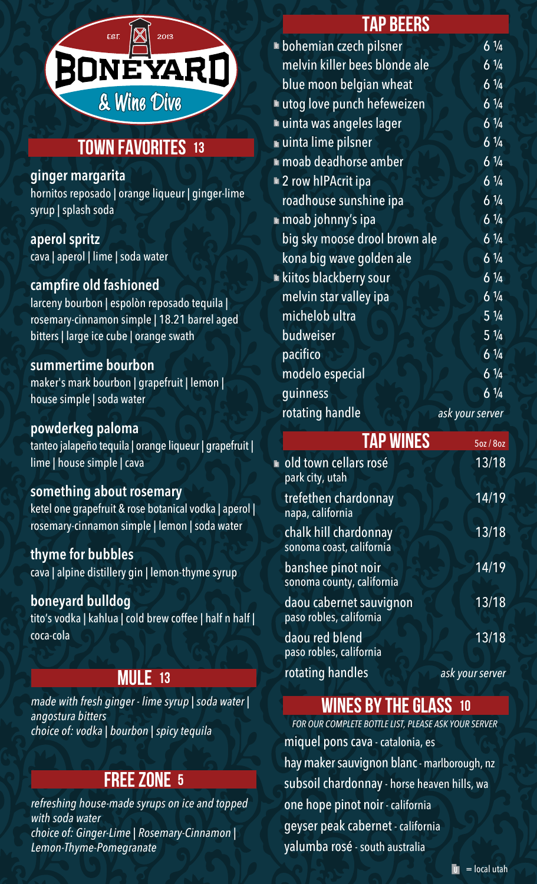# BONEYARD & Wine Dive

EST. 2013

## TOWN FAVORITES 13

**ginger margarita**
hornitos reposado | orange liqueur | ginger-lime syrup | splash soda

**aperol spritz**
cava | aperol | lime | soda water

**campfire old fashioned**
larceny bourbon | espolòn reposado tequila | rosemary-cinnamon simple | 18.21 barrel aged bitters | large ice cube | orange swath

**summertime bourbon**
maker's mark bourbon | grapefruit | lemon | house simple | soda water

**powderkeg paloma**
tanteo jalapeño tequila | orange liqueur | grapefruit | lime | house simple | cava

**something about rosemary**
ketel one grapefruit & rose botanical vodka | aperol | rosemary-cinnamon simple | lemon | soda water

**thyme for bubbles**
cava | alpine distillery gin | lemon-thyme syrup

**boneyard bulldog**
tito's vodka | kahlua | cold brew coffee | half n half | coca-cola

## MULE 13

*made with fresh ginger - lime syrup | soda water | angostura bitters*
*choice of: vodka | bourbon | spicy tequila*

## FREE ZONE 5

*refreshing house-made syrups on ice and topped with soda water*
*choice of: Ginger-Lime | Rosemary-Cinnamon | Lemon-Thyme-Pomegranate*

## TAP BEERS

| Beer | Price |
|---|---|
| ▪ bohemian czech pilsner | 6 ¼ |
| melvin killer bees blonde ale | 6 ¼ |
| blue moon belgian wheat | 6 ¼ |
| ▪ utog love punch hefeweizen | 6 ¼ |
| ▪ uinta was angeles lager | 6 ¼ |
| ▪ uinta lime pilsner | 6 ¼ |
| ▪ moab deadhorse amber | 6 ¼ |
| ▪ 2 row hIPAcrit ipa | 6 ¼ |
| roadhouse sunshine ipa | 6 ¼ |
| ▪ moab johnny's ipa | 6 ¼ |
| big sky moose drool brown ale | 6 ¼ |
| kona big wave golden ale | 6 ¼ |
| ▪ kiitos blackberry sour | 6 ¼ |
| melvin star valley ipa | 6 ¼ |
| michelob ultra | 5 ¼ |
| budweiser | 5 ¼ |
| pacifico | 6 ¼ |
| modelo especial | 6 ¼ |
| guinness | 6 ¼ |
| rotating handle | *ask your server* |

## TAP WINES

| Wine | 5oz / 8oz |
|---|---|
| ▪ old town cellars rosé<br>park city, utah | 13/18 |
| trefethen chardonnay<br>napa, california | 14/19 |
| chalk hill chardonnay<br>sonoma coast, california | 13/18 |
| banshee pinot noir<br>sonoma county, california | 14/19 |
| daou cabernet sauvignon<br>paso robles, california | 13/18 |
| daou red blend<br>paso robles, california | 13/18 |
| rotating handles | *ask your server* |

## WINES BY THE GLASS 10

*FOR OUR COMPLETE BOTTLE LIST, PLEASE ASK YOUR SERVER*

- miquel pons cava - catalonia, es
- hay maker sauvignon blanc - marlborough, nz
- subsoil chardonnay - horse heaven hills, wa
- one hope pinot noir - california
- geyser peak cabernet - california
- yalumba rosé - south australia

▪ = local utah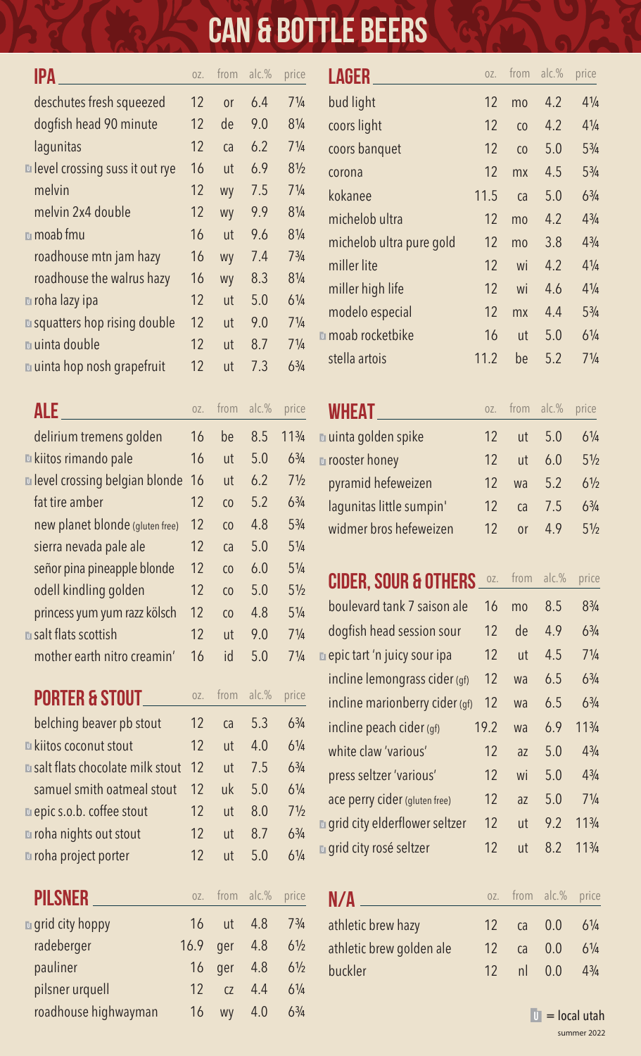# CAN & BOTTLE BEERS

## IPA

| IPA | oz. | from | alc.% | price |
| --- | --- | --- | --- | --- |
| deschutes fresh squeezed | 12 | or | 6.4 | 7¼ |
| dogfish head 90 minute | 12 | de | 9.0 | 8¼ |
| lagunitas | 12 | ca | 6.2 | 7¼ |
| U level crossing suss it out rye | 16 | ut | 6.9 | 8½ |
| melvin | 12 | wy | 7.5 | 7¼ |
| melvin 2x4 double | 12 | wy | 9.9 | 8¼ |
| U moab fmu | 16 | ut | 9.6 | 8¼ |
| roadhouse mtn jam hazy | 16 | wy | 7.4 | 7¾ |
| roadhouse the walrus hazy | 16 | wy | 8.3 | 8¼ |
| U roha lazy ipa | 12 | ut | 5.0 | 6¼ |
| U squatters hop rising double | 12 | ut | 9.0 | 7¼ |
| U uinta double | 12 | ut | 8.7 | 7¼ |
| U uinta hop nosh grapefruit | 12 | ut | 7.3 | 6¾ |

## ALE

| ALE | oz. | from | alc.% | price |
| --- | --- | --- | --- | --- |
| delirium tremens golden | 16 | be | 8.5 | 11¾ |
| U kiitos rimando pale | 16 | ut | 5.0 | 6¾ |
| U level crossing belgian blonde | 16 | ut | 6.2 | 7½ |
| fat tire amber | 12 | co | 5.2 | 6¾ |
| new planet blonde (gluten free) | 12 | co | 4.8 | 5¾ |
| sierra nevada pale ale | 12 | ca | 5.0 | 5¼ |
| señor pina pineapple blonde | 12 | co | 6.0 | 5¼ |
| odell kindling golden | 12 | co | 5.0 | 5½ |
| princess yum yum razz kölsch | 12 | co | 4.8 | 5¼ |
| U salt flats scottish | 12 | ut | 9.0 | 7¼ |
| mother earth nitro creamin' | 16 | id | 5.0 | 7¼ |

## PORTER & STOUT

| PORTER & STOUT | oz. | from | alc.% | price |
| --- | --- | --- | --- | --- |
| belching beaver pb stout | 12 | ca | 5.3 | 6¾ |
| U kiitos coconut stout | 12 | ut | 4.0 | 6¼ |
| U salt flats chocolate milk stout | 12 | ut | 7.5 | 6¾ |
| samuel smith oatmeal stout | 12 | uk | 5.0 | 6¼ |
| U epic s.o.b. coffee stout | 12 | ut | 8.0 | 7½ |
| U roha nights out stout | 12 | ut | 8.7 | 6¾ |
| U roha project porter | 12 | ut | 5.0 | 6¼ |

## PILSNER

| PILSNER | oz. | from | alc.% | price |
| --- | --- | --- | --- | --- |
| U grid city hoppy | 16 | ut | 4.8 | 7¾ |
| radeberger | 16.9 | ger | 4.8 | 6½ |
| pauliner | 16 | ger | 4.8 | 6½ |
| pilsner urquell | 12 | cz | 4.4 | 6¼ |
| roadhouse highwayman | 16 | wy | 4.0 | 6¾ |

## LAGER

| LAGER | oz. | from | alc.% | price |
| --- | --- | --- | --- | --- |
| bud light | 12 | mo | 4.2 | 4¼ |
| coors light | 12 | co | 4.2 | 4¼ |
| coors banquet | 12 | co | 5.0 | 5¾ |
| corona | 12 | mx | 4.5 | 5¾ |
| kokanee | 11.5 | ca | 5.0 | 6¾ |
| michelob ultra | 12 | mo | 4.2 | 4¾ |
| michelob ultra pure gold | 12 | mo | 3.8 | 4¾ |
| miller lite | 12 | wi | 4.2 | 4¼ |
| miller high life | 12 | wi | 4.6 | 4¼ |
| modelo especial | 12 | mx | 4.4 | 5¾ |
| U moab rocketbike | 16 | ut | 5.0 | 6¼ |
| stella artois | 11.2 | be | 5.2 | 7¼ |

## WHEAT

| WHEAT | oz. | from | alc.% | price |
| --- | --- | --- | --- | --- |
| U uinta golden spike | 12 | ut | 5.0 | 6¼ |
| U rooster honey | 12 | ut | 6.0 | 5½ |
| pyramid hefeweizen | 12 | wa | 5.2 | 6½ |
| lagunitas little sumpin' | 12 | ca | 7.5 | 6¾ |
| widmer bros hefeweizen | 12 | or | 4.9 | 5½ |

## CIDER, SOUR & OTHERS

| CIDER, SOUR & OTHERS | oz. | from | alc.% | price |
| --- | --- | --- | --- | --- |
| boulevard tank 7 saison ale | 16 | mo | 8.5 | 8¾ |
| dogfish head session sour | 12 | de | 4.9 | 6¾ |
| U epic tart 'n juicy sour ipa | 12 | ut | 4.5 | 7¼ |
| incline lemongrass cider (gf) | 12 | wa | 6.5 | 6¾ |
| incline marionberry cider (gf) | 12 | wa | 6.5 | 6¾ |
| incline peach cider (gf) | 19.2 | wa | 6.9 | 11¾ |
| white claw 'various' | 12 | az | 5.0 | 4¾ |
| press seltzer 'various' | 12 | wi | 5.0 | 4¾ |
| ace perry cider (gluten free) | 12 | az | 5.0 | 7¼ |
| U grid city elderflower seltzer | 12 | ut | 9.2 | 11¾ |
| U grid city rosé seltzer | 12 | ut | 8.2 | 11¾ |

## N/A

| N/A | oz. | from | alc.% | price |
| --- | --- | --- | --- | --- |
| athletic brew hazy | 12 | ca | 0.0 | 6¼ |
| athletic brew golden ale | 12 | ca | 0.0 | 6¼ |
| buckler | 12 | nl | 0.0 | 4¾ |

U = local utah

summer 2022